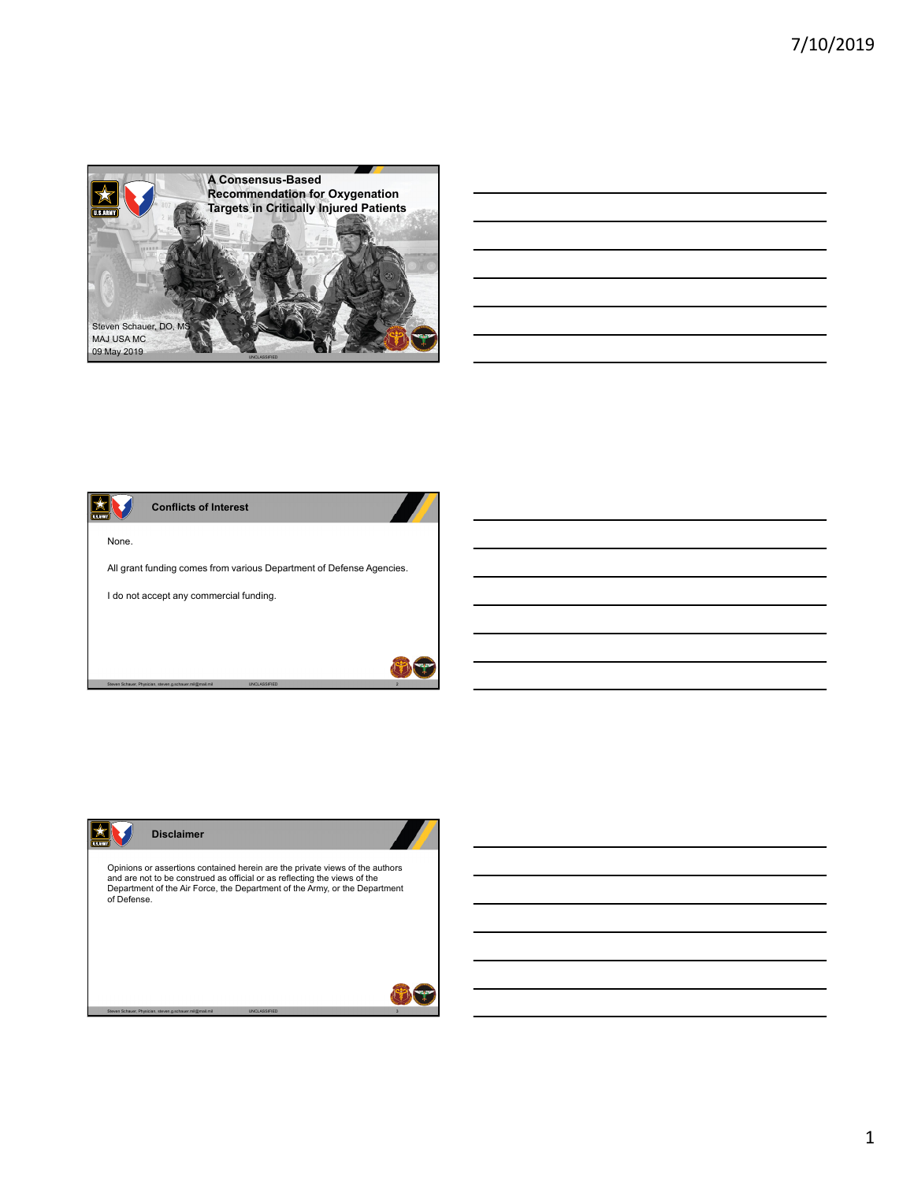# A Consensus-Based Recommendation for Oxygenation Targets in Critically Injured Patients

Steven Schauer, DO, MS
MAJ USA MC
09 May 2019

UNCLASSIFIED

## Conflicts of Interest

None.

All grant funding comes from various Department of Defense Agencies.

I do not accept any commercial funding.

Steven Schauer, Physician, steven.g.schauer.mil@mail.mil UNCLASSIFIED 2

## Disclaimer

Opinions or assertions contained herein are the private views of the authors and are not to be construed as official or as reflecting the views of the Department of the Air Force, the Department of the Army, or the Department of Defense.

Steven Schauer, Physician, steven.g.schauer.mil@mail.mil UNCLASSIFIED 3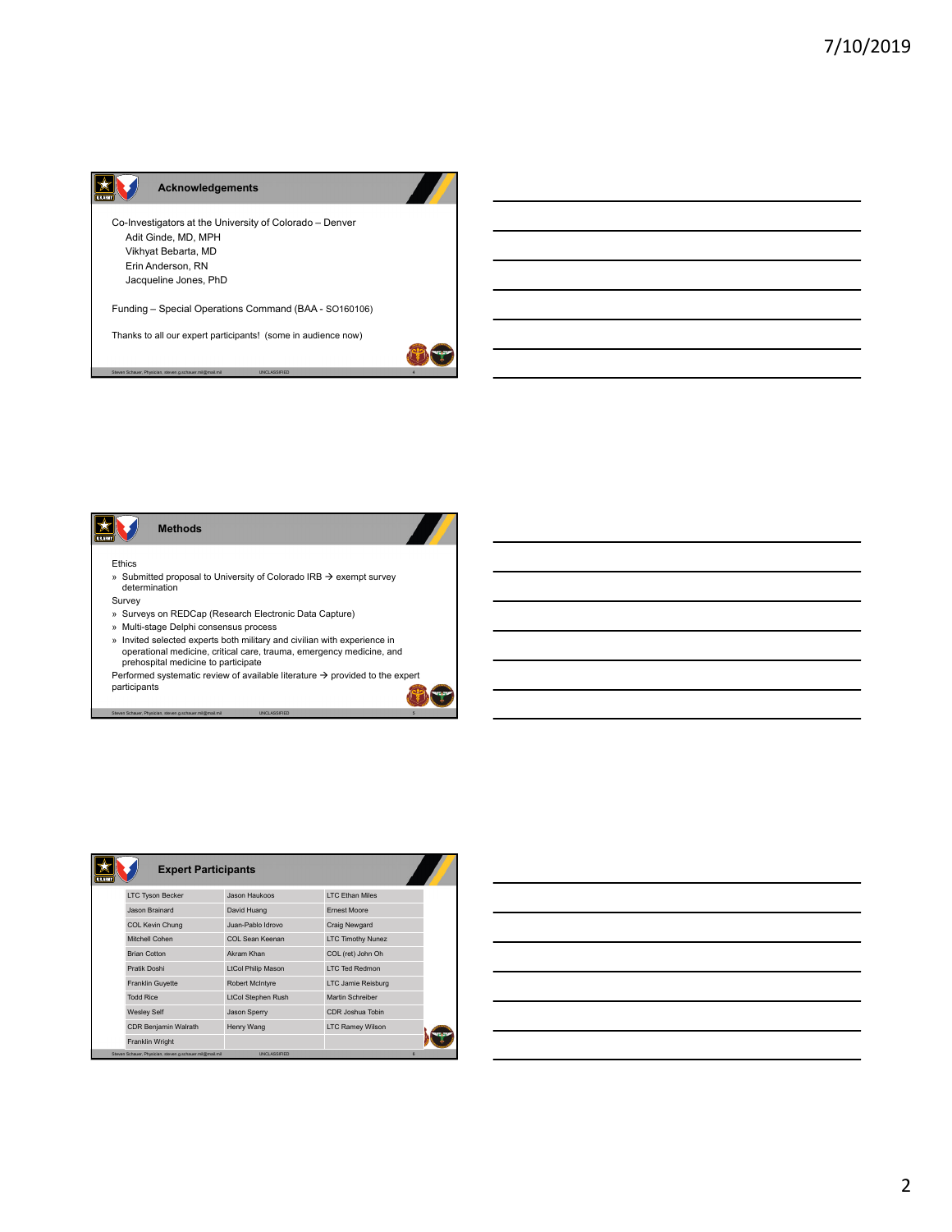## Acknowledgements

Co-Investigators at the University of Colorado – Denver

- Adit Ginde, MD, MPH
- Vikhyat Bebarta, MD
- Erin Anderson, RN
- Jacqueline Jones, PhD

Funding – Special Operations Command (BAA - SO160106)

Thanks to all our expert participants! (some in audience now)

## Methods

Ethics

- » Submitted proposal to University of Colorado IRB → exempt survey determination

Survey

- » Surveys on REDCap (Research Electronic Data Capture)
- » Multi-stage Delphi consensus process
- » Invited selected experts both military and civilian with experience in operational medicine, critical care, trauma, emergency medicine, and prehospital medicine to participate

Performed systematic review of available literature → provided to the expert participants

## Expert Participants

| | | |
|---|---|---|
| LTC Tyson Becker | Jason Haukoos | LTC Ethan Miles |
| Jason Brainard | David Huang | Ernest Moore |
| COL Kevin Chung | Juan-Pablo Idrovo | Craig Newgard |
| Mitchell Cohen | COL Sean Keenan | LTC Timothy Nunez |
| Brian Cotton | Akram Khan | COL (ret) John Oh |
| Pratik Doshi | LtCol Philip Mason | LTC Ted Redmon |
| Franklin Guyette | Robert McIntyre | LTC Jamie Reisburg |
| Todd Rice | LtCol Stephen Rush | Martin Schreiber |
| Wesley Self | Jason Sperry | CDR Joshua Tobin |
| CDR Benjamin Walrath | Henry Wang | LTC Ramey Wilson |
| Franklin Wright | | |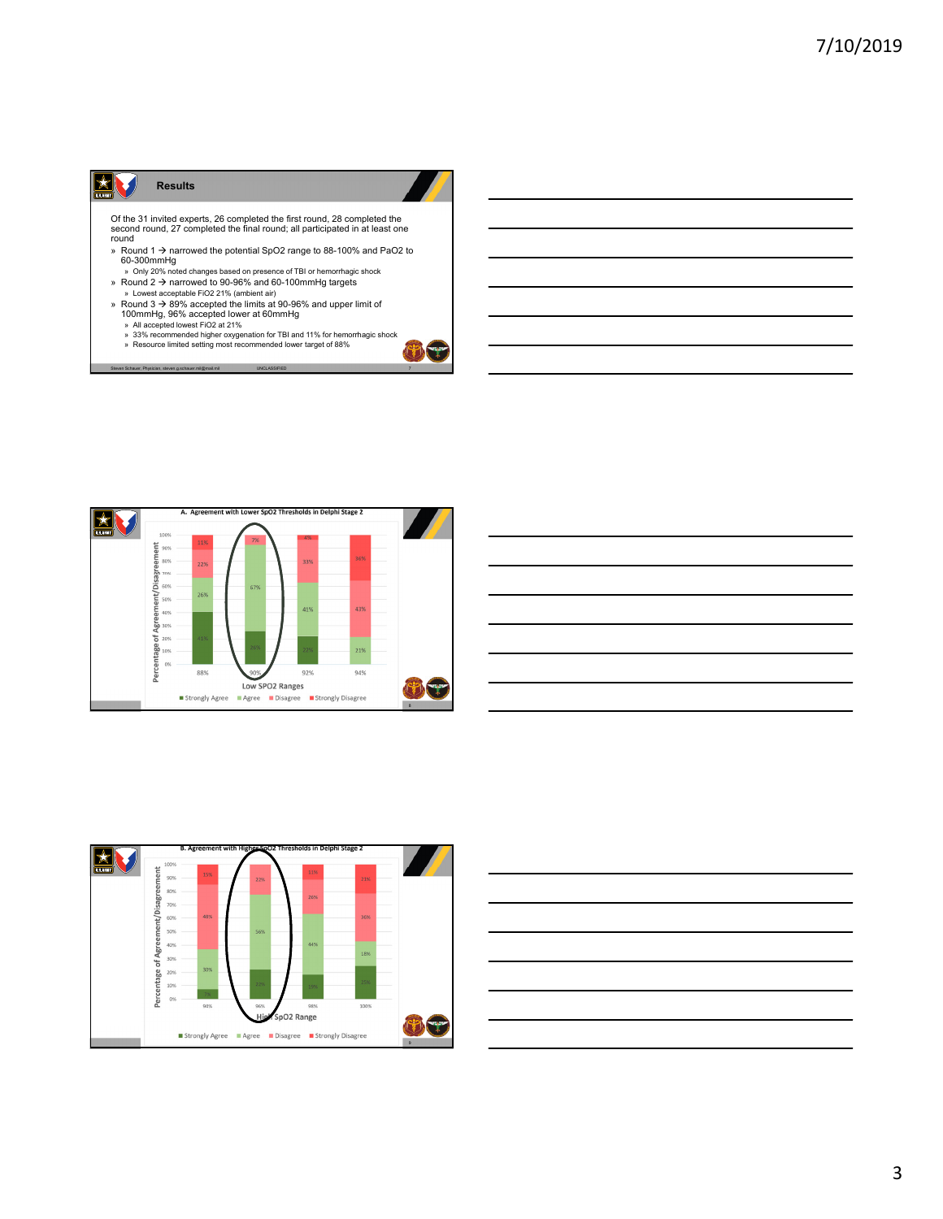## Results

Of the 31 invited experts, 26 completed the first round, 28 completed the second round, 27 completed the final round; all participated in at least one round

- Round 1 → narrowed the potential $SpO_2$ range to 88-100% and $PaO_2$ to 60-300mmHg
  - Only 20% noted changes based on presence of TBI or hemorrhagic shock
- Round 2 → narrowed to 90-96% and 60-100mmHg targets
  - Lowest acceptable $FiO_2$ 21% (ambient air)
- Round 3 → 89% accepted the limits at 90-96% and upper limit of 100mmHg, 96% accepted lower at 60mmHg
  - All accepted lowest $FiO_2$ at 21%
  - 33% recommended higher oxygenation for TBI and 11% for hemorrhagic shock
  - Resource limited setting most recommended lower target of 88%

Steven Schauer, Physician, steven.g.schauer.mil@mail.mil UNCLASSIFIED

**A. Agreement with Lower SpO2 Thresholds in Delphi Stage 2**

| Low SPO2 Ranges | Strongly Agree | Agree | Disagree | Strongly Disagree |
|---|---|---|---|---|
| 88% | 41% | 26% | 22% | 11% |
| 90% | 26% | 67% | | 7% |
| 92% | 22% | 41% | 33% | 4% |
| 94% | | 21% | 43% | 36% |

**B. Agreement with Higher SpO2 Thresholds in Delphi Stage 2**

| High SpO2 Range | Strongly Agree | Agree | Disagree | Strongly Disagree |
|---|---|---|---|---|
| 94% | 7% | 30% | 48% | 15% |
| 96% | 22% | 56% | 22% | |
| 98% | 19% | 44% | 26% | 11% |
| 100% | 25% | 18% | 36% | 21% |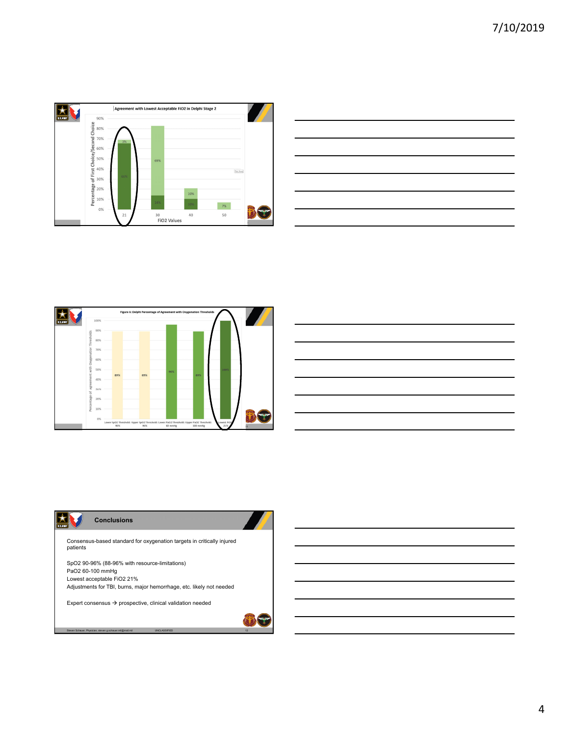## Agreement with Lowest Acceptable FiO2 in Delphi Stage 2

| FiO2 Values | First Choice | Second Choice |
|---|---|---|
| 21 | 66% | 3% |
| 30 | 14% | 69% |
| 40 | 10% | 10% |
| 50 | | 7% |

Percentage of First Choice/Second Choice

## Figure 6: Delphi Percentage of Agreement with Oxygenation Thresholds

| Threshold | Percentage of Agreement with Oxygenation Thresholds |
|---|---|
| Lower SpO2 Threshold: 90% | 89% |
| Upper SpO2 Threshold: 96% | 89% |
| Lower PaO2 Threshold: 60 mmHg | 96% |
| Upper PaO2 Threshold: 100 mmHg | 89% |
| Lowest FiO2: 21% | 100% |

## Conclusions

Consensus-based standard for oxygenation targets in critically injured patients

SpO2 90-96% (88-96% with resource-limitations)
PaO2 60-100 mmHg
Lowest acceptable FiO2 21%
Adjustments for TBI, burns, major hemorrhage, etc. likely not needed

Expert consensus → prospective, clinical validation needed

Steven Schauer, Physician, steven.g.schauer.mil@mail.mil UNCLASSIFIED 12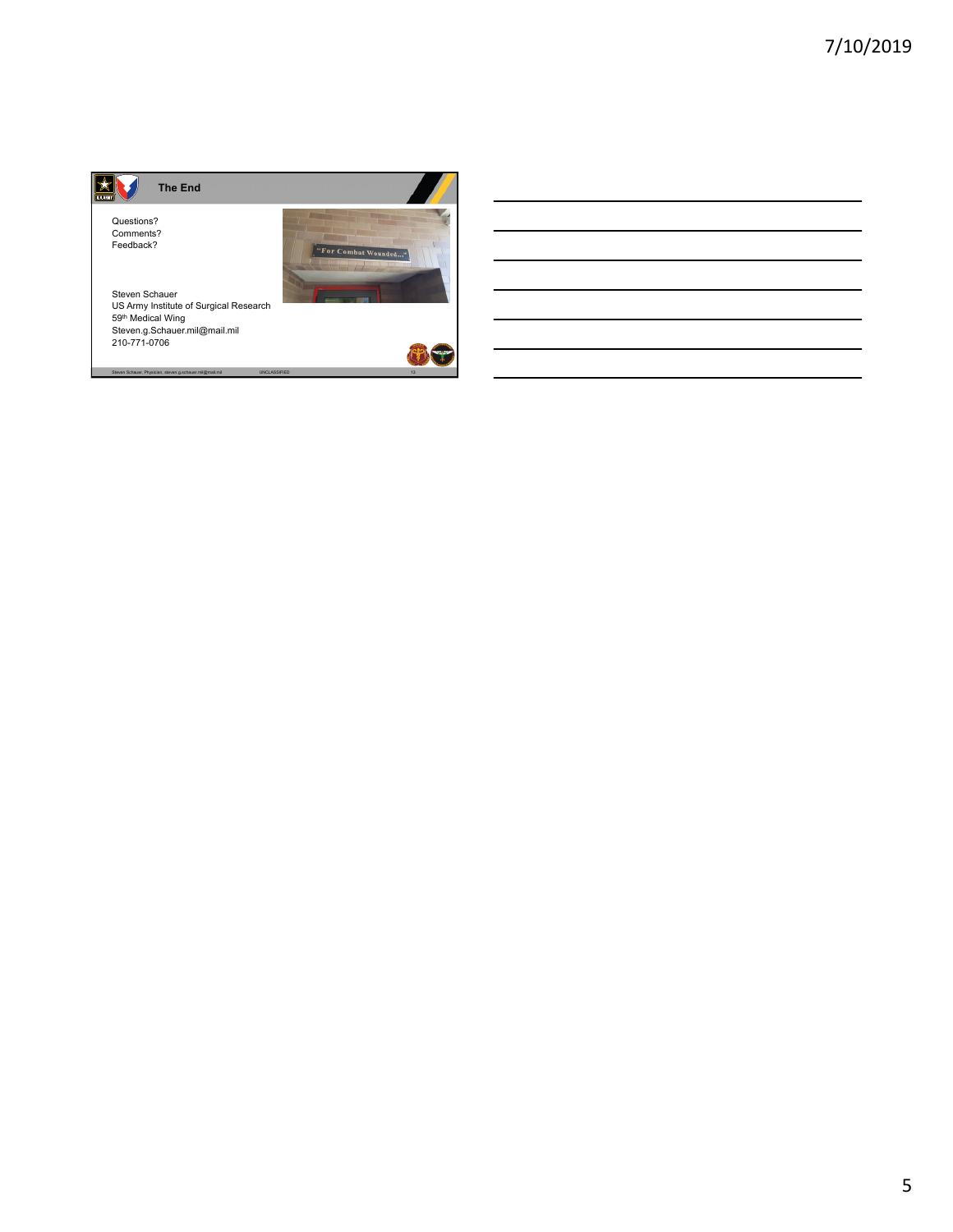## The End

Questions?
Comments?
Feedback?

Steven Schauer
US Army Institute of Surgical Research
59th Medical Wing
Steven.g.Schauer.mil@mail.mil
210-771-0706

"For Combat Wounded..."

Steven Schauer, Physician, steven.g.schauer.mil@mail.mil UNCLASSIFIED 13